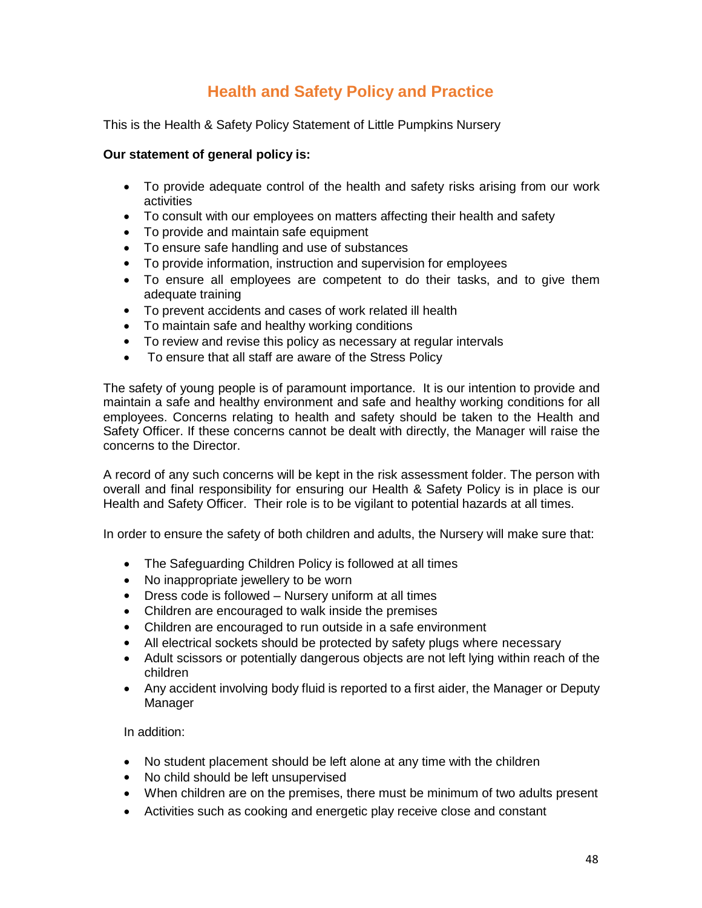# Health and Safety Policy and Practice

This is the Health & Safety Policy Statement of Little Pumpkins Nursery

**Our statement of general policy is:**

- To provide adequate control of the health and safety risks arising from our work activities
- To consult with our employees on matters affecting their health and safety
- To provide and maintain safe equipment
- To ensure safe handling and use of substances
- To provide information, instruction and supervision for employees
- To ensure all employees are competent to do their tasks, and to give them adequate training
- To prevent accidents and cases of work related ill health
- To maintain safe and healthy working conditions
- To review and revise this policy as necessary at regular intervals
- To ensure that all staff are aware of the Stress Policy

The safety of young people is of paramount importance. It is our intention to provide and maintain a safe and healthy environment and safe and healthy working conditions for all employees. Concerns relating to health and safety should be taken to the Health and Safety Officer. If these concerns cannot be dealt with directly, the Manager will raise the concerns to the Director.

A record of any such concerns will be kept in the risk assessment folder. The person with overall and final responsibility for ensuring our Health & Safety Policy is in place is our Health and Safety Officer. Their role is to be vigilant to potential hazards at all times.

In order to ensure the safety of both children and adults, the Nursery will make sure that:

- The Safeguarding Children Policy is followed at all times
- No inappropriate jewellery to be worn
- Dress code is followed – Nursery uniform at all times
- Children are encouraged to walk inside the premises
- Children are encouraged to run outside in a safe environment
- All electrical sockets should be protected by safety plugs where necessary
- Adult scissors or potentially dangerous objects are not left lying within reach of the children
- Any accident involving body fluid is reported to a first aider, the Manager or Deputy Manager

In addition:

- No student placement should be left alone at any time with the children
- No child should be left unsupervised
- When children are on the premises, there must be minimum of two adults present
- Activities such as cooking and energetic play receive close and constant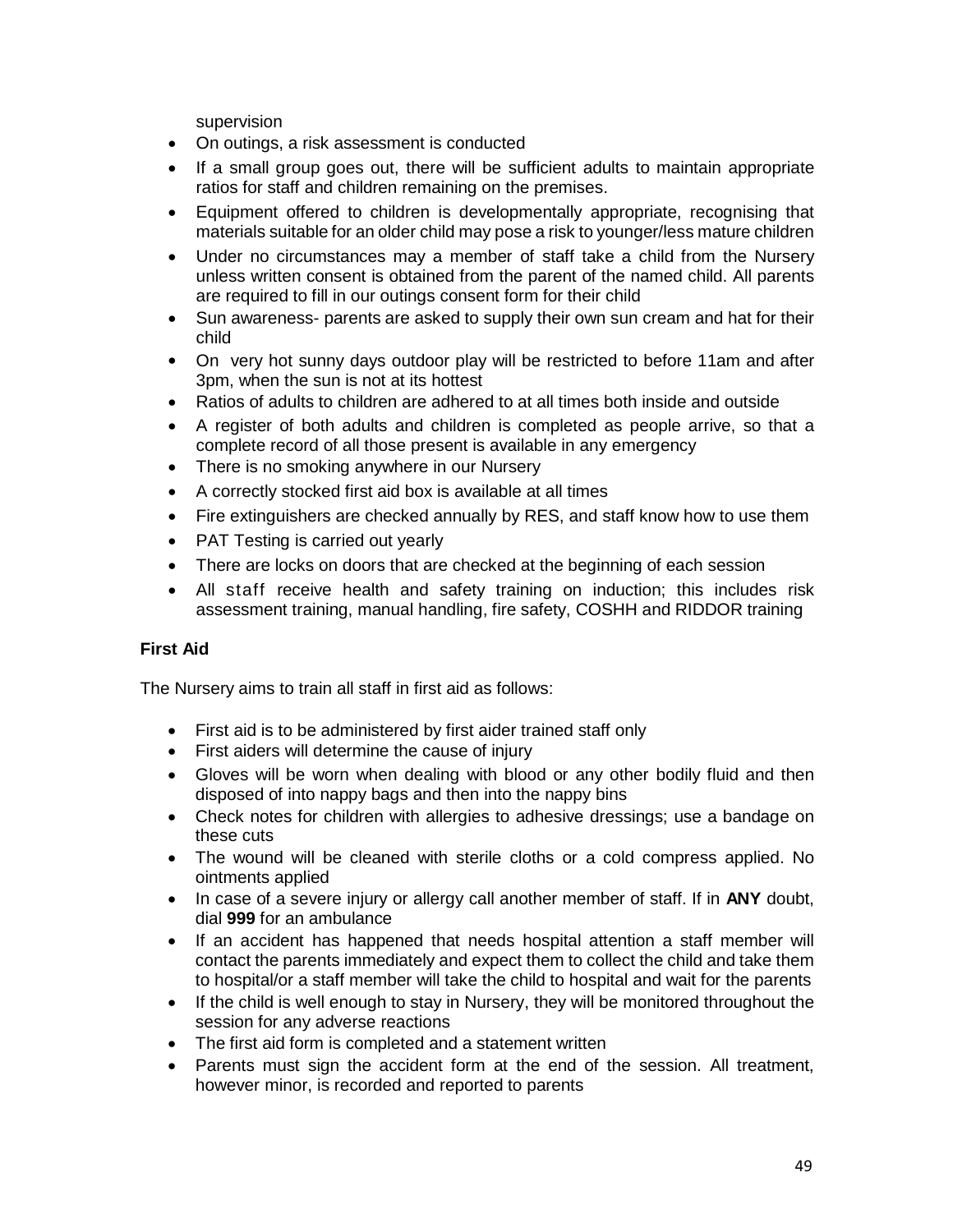supervision

- On outings, a risk assessment is conducted
- If a small group goes out, there will be sufficient adults to maintain appropriate ratios for staff and children remaining on the premises.
- Equipment offered to children is developmentally appropriate, recognising that materials suitable for an older child may pose a risk to younger/less mature children
- Under no circumstances may a member of staff take a child from the Nursery unless written consent is obtained from the parent of the named child. All parents are required to fill in our outings consent form for their child
- Sun awareness- parents are asked to supply their own sun cream and hat for their child
- On very hot sunny days outdoor play will be restricted to before 11am and after 3pm, when the sun is not at its hottest
- Ratios of adults to children are adhered to at all times both inside and outside
- A register of both adults and children is completed as people arrive, so that a complete record of all those present is available in any emergency
- There is no smoking anywhere in our Nursery
- A correctly stocked first aid box is available at all times
- Fire extinguishers are checked annually by RES, and staff know how to use them
- PAT Testing is carried out yearly
- There are locks on doors that are checked at the beginning of each session
- All staff receive health and safety training on induction; this includes risk assessment training, manual handling, fire safety, COSHH and RIDDOR training

**First Aid**

The Nursery aims to train all staff in first aid as follows:

- First aid is to be administered by first aider trained staff only
- First aiders will determine the cause of injury
- Gloves will be worn when dealing with blood or any other bodily fluid and then disposed of into nappy bags and then into the nappy bins
- Check notes for children with allergies to adhesive dressings; use a bandage on these cuts
- The wound will be cleaned with sterile cloths or a cold compress applied. No ointments applied
- In case of a severe injury or allergy call another member of staff. If in **ANY** doubt, dial **999** for an ambulance
- If an accident has happened that needs hospital attention a staff member will contact the parents immediately and expect them to collect the child and take them to hospital/or a staff member will take the child to hospital and wait for the parents
- If the child is well enough to stay in Nursery, they will be monitored throughout the session for any adverse reactions
- The first aid form is completed and a statement written
- Parents must sign the accident form at the end of the session. All treatment, however minor, is recorded and reported to parents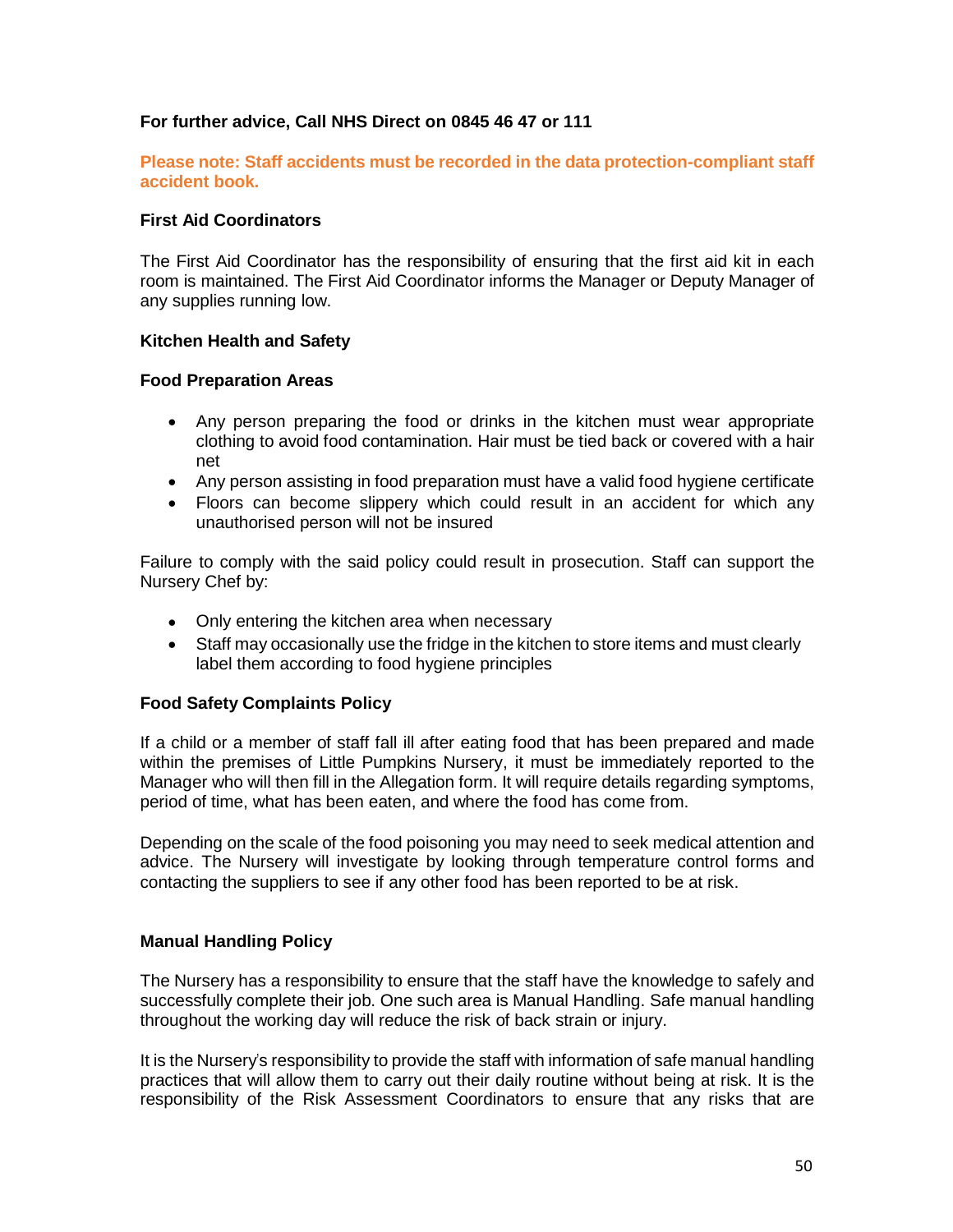**For further advice, Call NHS Direct on 0845 46 47 or 111**

**Please note: Staff accidents must be recorded in the data protection-compliant staff accident book.**

**First Aid Coordinators**

The First Aid Coordinator has the responsibility of ensuring that the first aid kit in each room is maintained. The First Aid Coordinator informs the Manager or Deputy Manager of any supplies running low.

**Kitchen Health and Safety**

**Food Preparation Areas**

- Any person preparing the food or drinks in the kitchen must wear appropriate clothing to avoid food contamination. Hair must be tied back or covered with a hair net
- Any person assisting in food preparation must have a valid food hygiene certificate
- Floors can become slippery which could result in an accident for which any unauthorised person will not be insured

Failure to comply with the said policy could result in prosecution. Staff can support the Nursery Chef by:

- Only entering the kitchen area when necessary
- Staff may occasionally use the fridge in the kitchen to store items and must clearly label them according to food hygiene principles

**Food Safety Complaints Policy**

If a child or a member of staff fall ill after eating food that has been prepared and made within the premises of Little Pumpkins Nursery, it must be immediately reported to the Manager who will then fill in the Allegation form. It will require details regarding symptoms, period of time, what has been eaten, and where the food has come from.

Depending on the scale of the food poisoning you may need to seek medical attention and advice. The Nursery will investigate by looking through temperature control forms and contacting the suppliers to see if any other food has been reported to be at risk.

**Manual Handling Policy**

The Nursery has a responsibility to ensure that the staff have the knowledge to safely and successfully complete their job. One such area is Manual Handling. Safe manual handling throughout the working day will reduce the risk of back strain or injury.

It is the Nursery's responsibility to provide the staff with information of safe manual handling practices that will allow them to carry out their daily routine without being at risk. It is the responsibility of the Risk Assessment Coordinators to ensure that any risks that are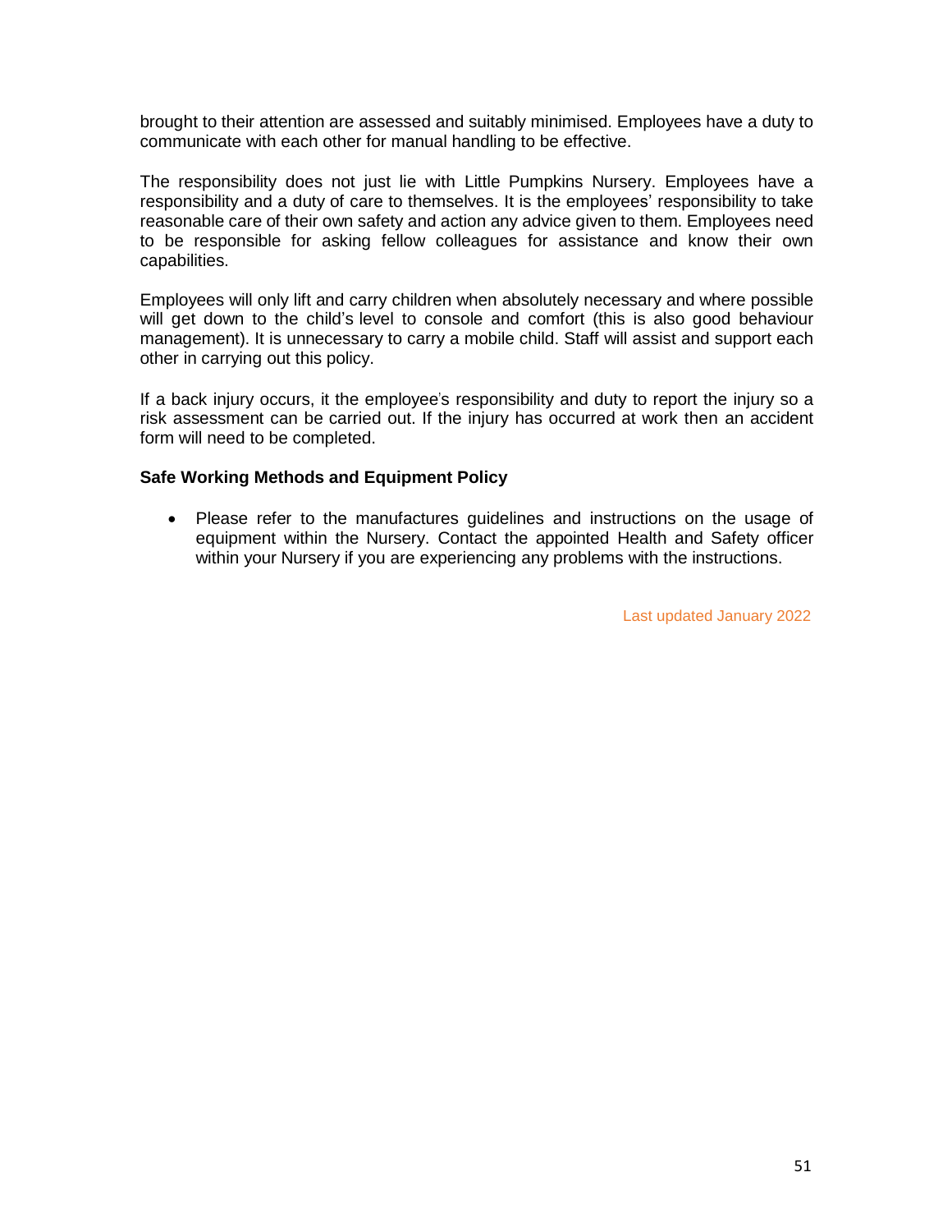brought to their attention are assessed and suitably minimised. Employees have a duty to communicate with each other for manual handling to be effective.

The responsibility does not just lie with Little Pumpkins Nursery. Employees have a responsibility and a duty of care to themselves. It is the employees' responsibility to take reasonable care of their own safety and action any advice given to them. Employees need to be responsible for asking fellow colleagues for assistance and know their own capabilities.

Employees will only lift and carry children when absolutely necessary and where possible will get down to the child's level to console and comfort (this is also good behaviour management). It is unnecessary to carry a mobile child. Staff will assist and support each other in carrying out this policy.

If a back injury occurs, it the employee's responsibility and duty to report the injury so a risk assessment can be carried out. If the injury has occurred at work then an accident form will need to be completed.

**Safe Working Methods and Equipment Policy**

- Please refer to the manufactures guidelines and instructions on the usage of equipment within the Nursery. Contact the appointed Health and Safety officer within your Nursery if you are experiencing any problems with the instructions.

Last updated January 2022